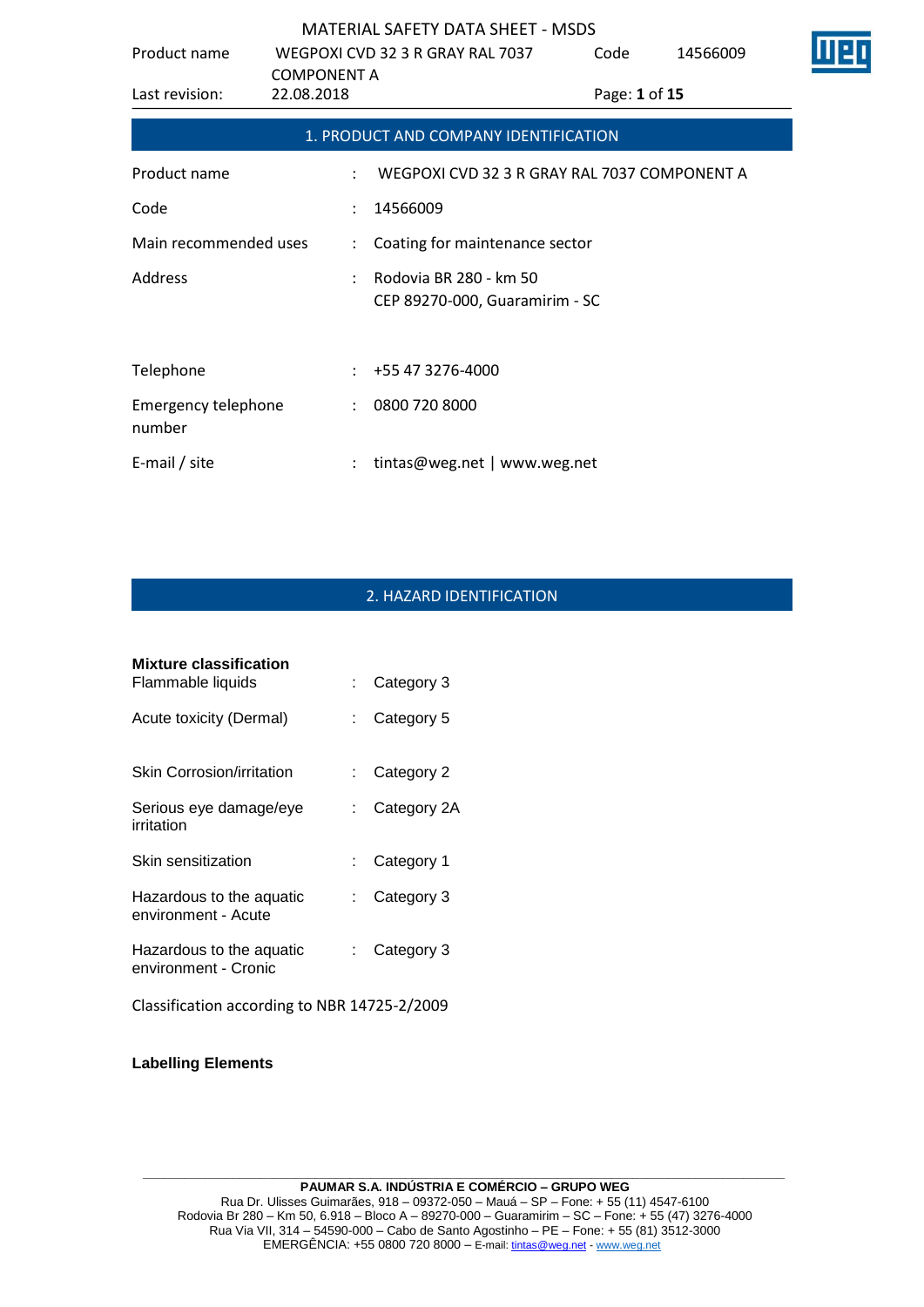## 1. PRODUCT AND COMPANY IDENTIFICATION

| | | |
|---|---|---|
| Product name | : | WEGPOXI CVD 32 3 R GRAY RAL 7037 COMPONENT A |
| Code | : | 14566009 |
| Main recommended uses | : | Coating for maintenance sector |
| Address | : | Rodovia BR 280 - km 50<br>CEP 89270-000, Guaramirim - SC |
| Telephone | : | +55 47 3276-4000 |
| Emergency telephone number | : | 0800 720 8000 |
| E-mail / site | : | tintas@weg.net \| www.weg.net |

## 2. HAZARD IDENTIFICATION

**Mixture classification**

| | | |
|---|---|---|
| Flammable liquids | : | Category 3 |
| Acute toxicity (Dermal) | : | Category 5 |
| Skin Corrosion/irritation | : | Category 2 |
| Serious eye damage/eye irritation | : | Category 2A |
| Skin sensitization | : | Category 1 |
| Hazardous to the aquatic environment - Acute | : | Category 3 |
| Hazardous to the aquatic environment - Cronic | : | Category 3 |

Classification according to NBR 14725-2/2009

**Labelling Elements**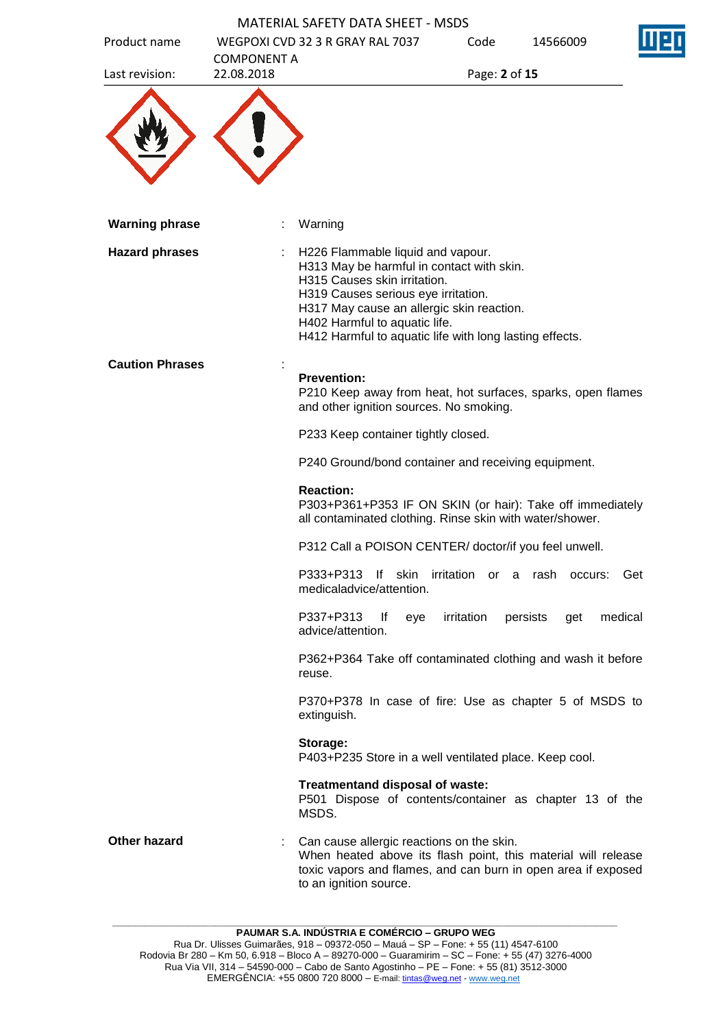**Warning phrase** : Warning

**Hazard phrases** :

H226 Flammable liquid and vapour.
H313 May be harmful in contact with skin.
H315 Causes skin irritation.
H319 Causes serious eye irritation.
H317 May cause an allergic skin reaction.
H402 Harmful to aquatic life.
H412 Harmful to aquatic life with long lasting effects.

**Caution Phrases** :

**Prevention:**
P210 Keep away from heat, hot surfaces, sparks, open flames and other ignition sources. No smoking.

P233 Keep container tightly closed.

P240 Ground/bond container and receiving equipment.

**Reaction:**
P303+P361+P353 IF ON SKIN (or hair): Take off immediately all contaminated clothing. Rinse skin with water/shower.

P312 Call a POISON CENTER/ doctor/if you feel unwell.

P333+P313 If skin irritation or a rash occurs: Get medicaladvice/attention.

P337+P313 If eye irritation persists get medical advice/attention.

P362+P364 Take off contaminated clothing and wash it before reuse.

P370+P378 In case of fire: Use as chapter 5 of MSDS to extinguish.

**Storage:**
P403+P235 Store in a well ventilated place. Keep cool.

**Treatmentand disposal of waste:**
P501 Dispose of contents/container as chapter 13 of the MSDS.

**Other hazard** : Can cause allergic reactions on the skin.
When heated above its flash point, this material will release toxic vapors and flames, and can burn in open area if exposed to an ignition source.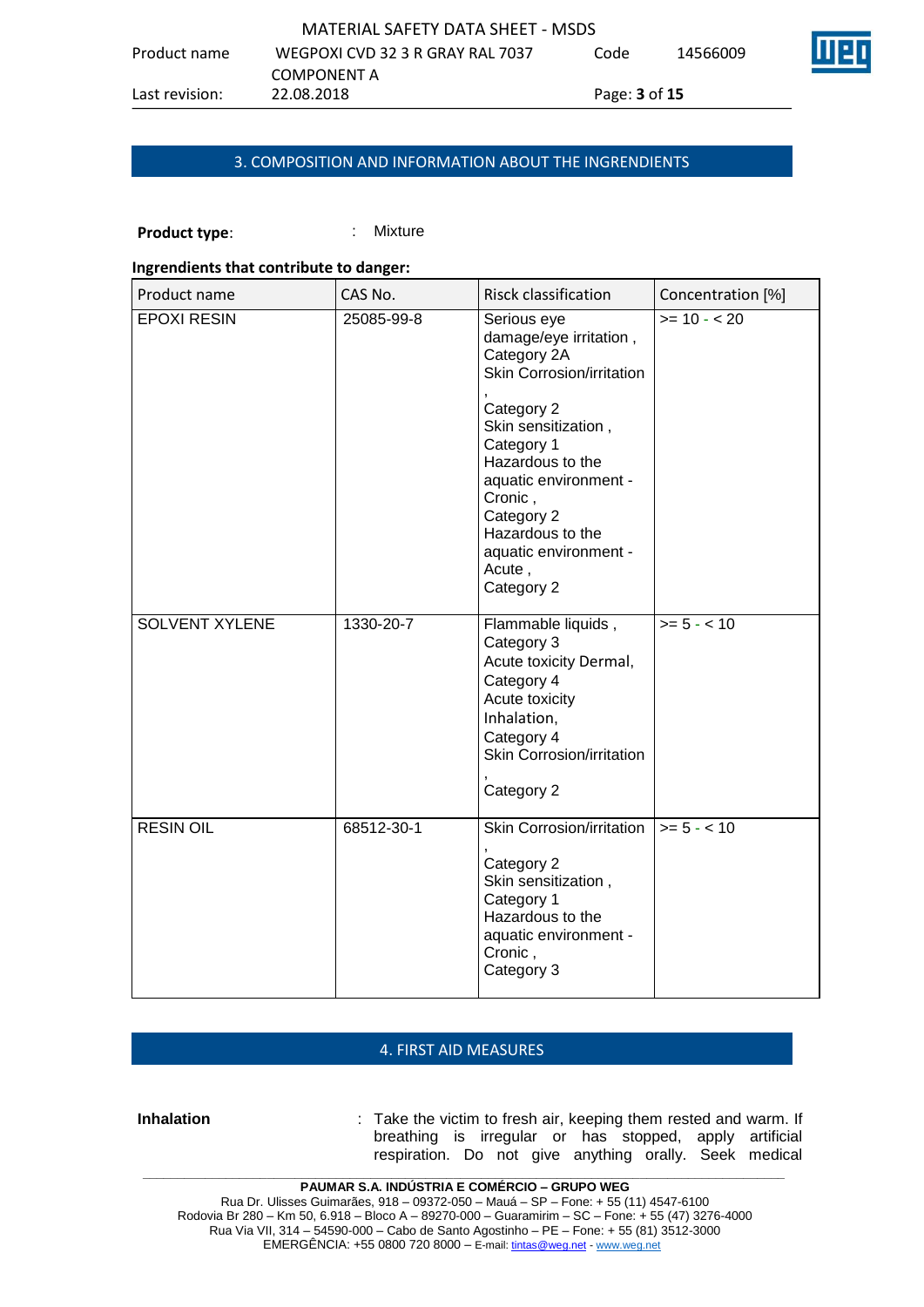## 3. COMPOSITION AND INFORMATION ABOUT THE INGRENDIENTS

**Product type**: : Mixture

**Ingrendients that contribute to danger:**

| Product name | CAS No. | Risck classification | Concentration [%] |
|---|---|---|---|
| EPOXI RESIN | 25085-99-8 | Serious eye damage/eye irritation , Category 2A<br>Skin Corrosion/irritation , Category 2<br>Skin sensitization , Category 1<br>Hazardous to the aquatic environment - Cronic , Category 2<br>Hazardous to the aquatic environment - Acute , Category 2 | >= 10 - < 20 |
| SOLVENT XYLENE | 1330-20-7 | Flammable liquids , Category 3<br>Acute toxicity Dermal, Category 4<br>Acute toxicity Inhalation, Category 4<br>Skin Corrosion/irritation , Category 2 | >= 5 - < 10 |
| RESIN OIL | 68512-30-1 | Skin Corrosion/irritation , Category 2<br>Skin sensitization , Category 1<br>Hazardous to the aquatic environment - Cronic , Category 3 | >= 5 - < 10 |

## 4. FIRST AID MEASURES

**Inhalation** : Take the victim to fresh air, keeping them rested and warm. If breathing is irregular or has stopped, apply artificial respiration. Do not give anything orally. Seek medical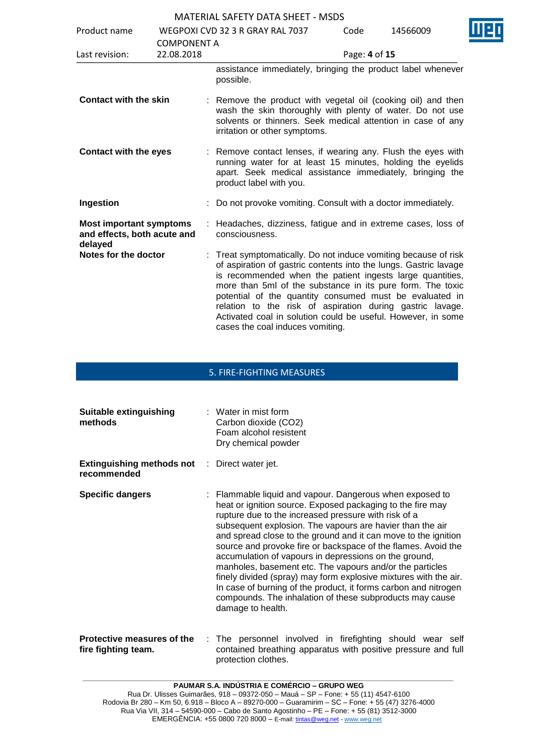assistance immediately, bringing the product label whenever possible.

| | | |
|---|---|---|
| **Contact with the skin** | : | Remove the product with vegetal oil (cooking oil) and then wash the skin thoroughly with plenty of water. Do not use solvents or thinners. Seek medical attention in case of any irritation or other symptoms. |
| **Contact with the eyes** | : | Remove contact lenses, if wearing any. Flush the eyes with running water for at least 15 minutes, holding the eyelids apart. Seek medical assistance immediately, bringing the product label with you. |
| **Ingestion** | : | Do not provoke vomiting. Consult with a doctor immediately. |
| **Most important symptoms and effects, both acute and delayed** | : | Headaches, dizziness, fatigue and in extreme cases, loss of consciousness. |
| **Notes for the doctor** | : | Treat symptomatically. Do not induce vomiting because of risk of aspiration of gastric contents into the lungs. Gastric lavage is recommended when the patient ingests large quantities, more than 5ml of the substance in its pure form. The toxic potential of the quantity consumed must be evaluated in relation to the risk of aspiration during gastric lavage. Activated coal in solution could be useful. However, in some cases the coal induces vomiting. |

## 5. FIRE-FIGHTING MEASURES

| | | |
|---|---|---|
| **Suitable extinguishing methods** | : | Water in mist form<br>Carbon dioxide ($CO_2$)<br>Foam alcohol resistent<br>Dry chemical powder |
| **Extinguishing methods not recommended** | : | Direct water jet. |
| **Specific dangers** | : | Flammable liquid and vapour. Dangerous when exposed to heat or ignition source. Exposed packaging to the fire may rupture due to the increased pressure with risk of a subsequent explosion. The vapours are havier than the air and spread close to the ground and it can move to the ignition source and provoke fire or backspace of the flames. Avoid the accumulation of vapours in depressions on the ground, manholes, basement etc. The vapours and/or the particles finely divided (spray) may form explosive mixtures with the air. In case of burning of the product, it forms carbon and nitrogen compounds. The inhalation of these subproducts may cause damage to health. |
| **Protective measures of the fire fighting team.** | : | The personnel involved in firefighting should wear self contained breathing apparatus with positive pressure and full protection clothes. |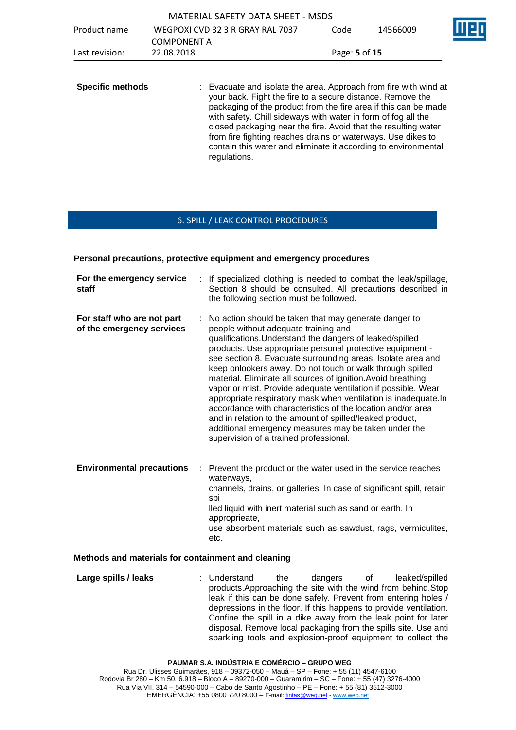**Specific methods** : Evacuate and isolate the area. Approach from fire with wind at your back. Fight the fire to a secure distance. Remove the packaging of the product from the fire area if this can be made with safety. Chill sideways with water in form of fog all the closed packaging near the fire. Avoid that the resulting water from fire fighting reaches drains or waterways. Use dikes to contain this water and eliminate it according to environmental regulations.

## 6. SPILL / LEAK CONTROL PROCEDURES

### Personal precautions, protective equipment and emergency procedures

**For the emergency service staff** : If specialized clothing is needed to combat the leak/spillage, Section 8 should be consulted. All precautions described in the following section must be followed.

**For staff who are not part of the emergency services** : No action should be taken that may generate danger to people without adequate training and qualifications.Understand the dangers of leaked/spilled products. Use appropriate personal protective equipment - see section 8. Evacuate surrounding areas. Isolate area and keep onlookers away. Do not touch or walk through spilled material. Eliminate all sources of ignition.Avoid breathing vapor or mist. Provide adequate ventilation if possible. Wear appropriate respiratory mask when ventilation is inadequate.In accordance with characteristics of the location and/or area and in relation to the amount of spilled/leaked product, additional emergency measures may be taken under the supervision of a trained professional.

**Environmental precautions** : Prevent the product or the water used in the service reaches waterways,
channels, drains, or galleries. In case of significant spill, retain spi
lled liquid with inert material such as sand or earth. In appropprieate,
use absorbent materials such as sawdust, rags, vermiculites, etc.

### Methods and materials for containment and cleaning

**Large spills / leaks** : Understand the dangers of leaked/spilled products.Approaching the site with the wind from behind.Stop leak if this can be done safely. Prevent from entering holes / depressions in the floor. If this happens to provide ventilation. Confine the spill in a dike away from the leak point for later disposal. Remove local packaging from the spills site. Use anti sparkling tools and explosion-proof equipment to collect the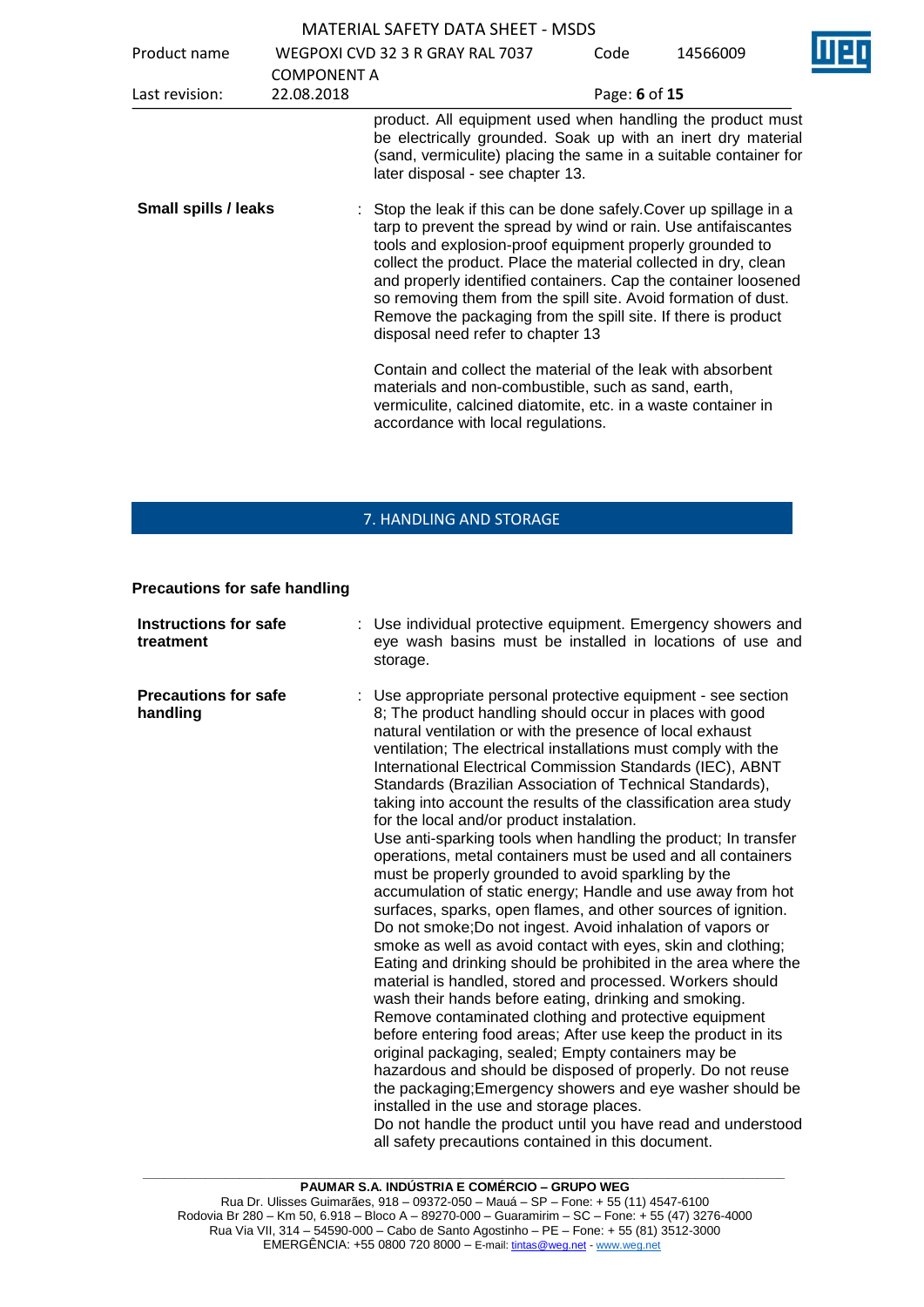product. All equipment used when handling the product must be electrically grounded. Soak up with an inert dry material (sand, vermiculite) placing the same in a suitable container for later disposal - see chapter 13.

**Small spills / leaks** : Stop the leak if this can be done safely.Cover up spillage in a tarp to prevent the spread by wind or rain. Use antifaiscantes tools and explosion-proof equipment properly grounded to collect the product. Place the material collected in dry, clean and properly identified containers. Cap the container loosened so removing them from the spill site. Avoid formation of dust. Remove the packaging from the spill site. If there is product disposal need refer to chapter 13

Contain and collect the material of the leak with absorbent materials and non-combustible, such as sand, earth, vermiculite, calcined diatomite, etc. in a waste container in accordance with local regulations.

## 7. HANDLING AND STORAGE

### Precautions for safe handling

**Instructions for safe treatment** : Use individual protective equipment. Emergency showers and eye wash basins must be installed in locations of use and storage.

**Precautions for safe handling** : Use appropriate personal protective equipment - see section 8; The product handling should occur in places with good natural ventilation or with the presence of local exhaust ventilation; The electrical installations must comply with the International Electrical Commission Standards (IEC), ABNT Standards (Brazilian Association of Technical Standards), taking into account the results of the classification area study for the local and/or product instalation.
Use anti-sparking tools when handling the product; In transfer operations, metal containers must be used and all containers must be properly grounded to avoid sparkling by the accumulation of static energy; Handle and use away from hot surfaces, sparks, open flames, and other sources of ignition. Do not smoke;Do not ingest. Avoid inhalation of vapors or smoke as well as avoid contact with eyes, skin and clothing; Eating and drinking should be prohibited in the area where the material is handled, stored and processed. Workers should wash their hands before eating, drinking and smoking. Remove contaminated clothing and protective equipment before entering food areas; After use keep the product in its original packaging, sealed; Empty containers may be hazardous and should be disposed of properly. Do not reuse the packaging;Emergency showers and eye washer should be installed in the use and storage places.
Do not handle the product until you have read and understood all safety precautions contained in this document.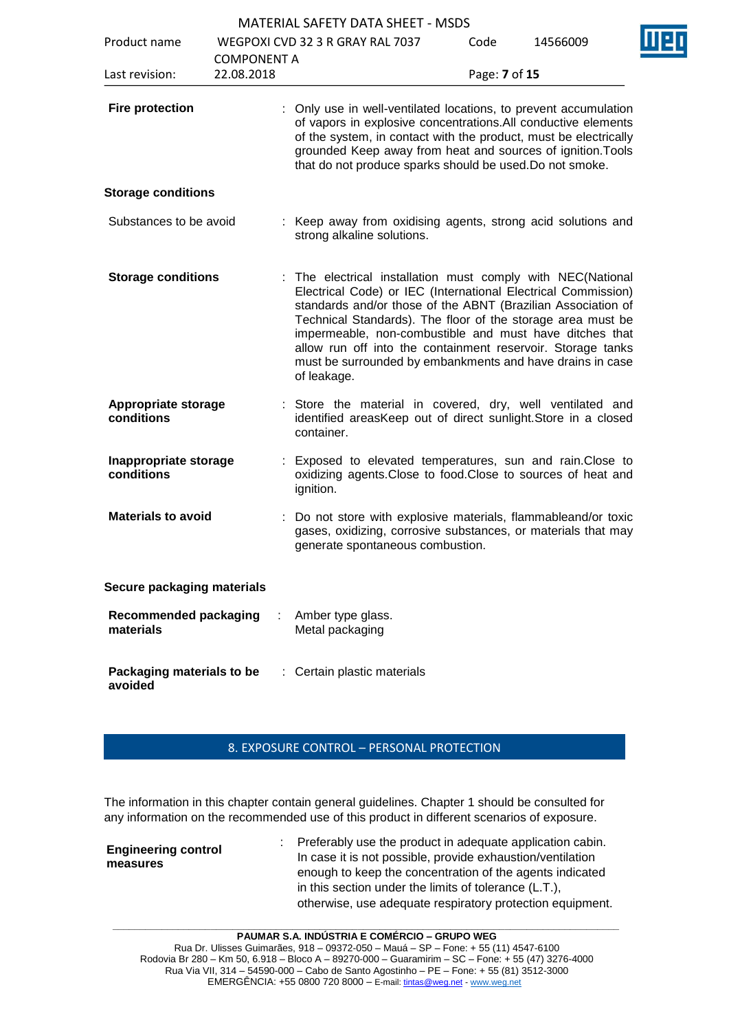**Fire protection** : Only use in well-ventilated locations, to prevent accumulation of vapors in explosive concentrations.All conductive elements of the system, in contact with the product, must be electrically grounded Keep away from heat and sources of ignition.Tools that do not produce sparks should be used.Do not smoke.

**Storage conditions**

Substances to be avoid : Keep away from oxidising agents, strong acid solutions and strong alkaline solutions.

**Storage conditions** : The electrical installation must comply with NEC(National Electrical Code) or IEC (International Electrical Commission) standards and/or those of the ABNT (Brazilian Association of Technical Standards). The floor of the storage area must be impermeable, non-combustible and must have ditches that allow run off into the containment reservoir. Storage tanks must be surrounded by embankments and have drains in case of leakage.

**Appropriate storage conditions** : Store the material in covered, dry, well ventilated and identified areasKeep out of direct sunlight.Store in a closed container.

**Inappropriate storage conditions** : Exposed to elevated temperatures, sun and rain.Close to oxidizing agents.Close to food.Close to sources of heat and ignition.

**Materials to avoid** : Do not store with explosive materials, flammableand/or toxic gases, oxidizing, corrosive substances, or materials that may generate spontaneous combustion.

**Secure packaging materials**

**Recommended packaging materials** : Amber type glass.
Metal packaging

**Packaging materials to be avoided** : Certain plastic materials

## 8. EXPOSURE CONTROL – PERSONAL PROTECTION

The information in this chapter contain general guidelines. Chapter 1 should be consulted for any information on the recommended use of this product in different scenarios of exposure.

**Engineering control measures** : Preferably use the product in adequate application cabin. In case it is not possible, provide exhaustion/ventilation enough to keep the concentration of the agents indicated in this section under the limits of tolerance (L.T.), otherwise, use adequate respiratory protection equipment.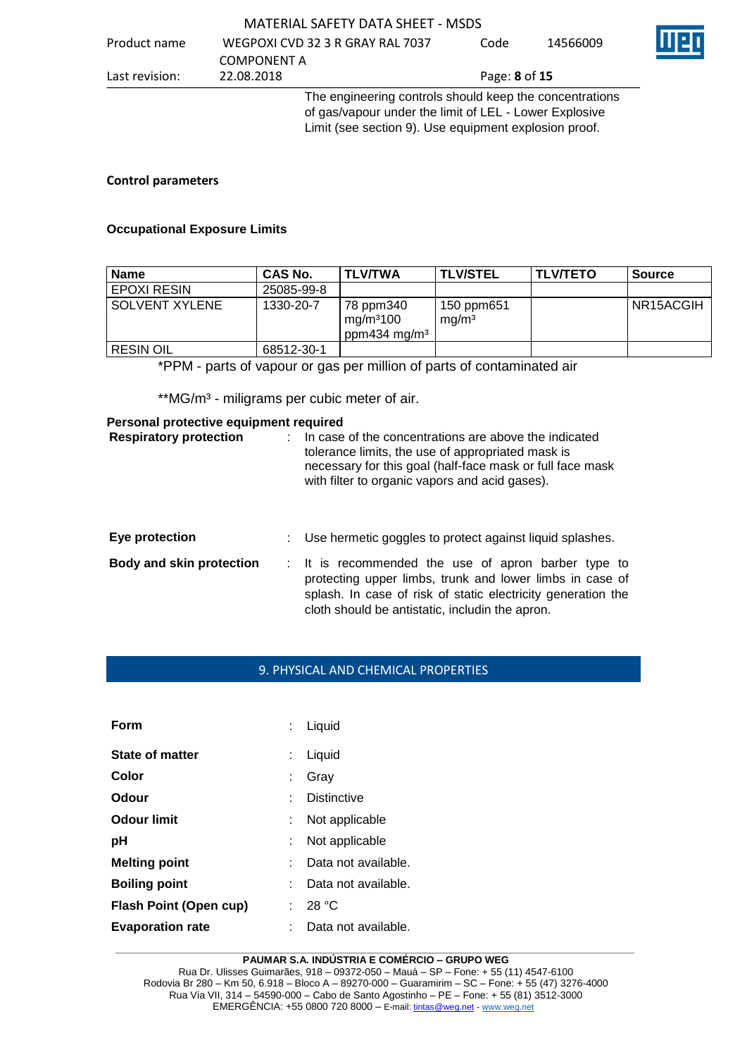The engineering controls should keep the concentrations of gas/vapour under the limit of LEL - Lower Explosive Limit (see section 9). Use equipment explosion proof.

**Control parameters**

**Occupational Exposure Limits**

| Name | CAS No. | TLV/TWA | TLV/STEL | TLV/TETO | Source |
|---|---|---|---|---|---|
| EPOXI RESIN | 25085-99-8 | | | | |
| SOLVENT XYLENE | 1330-20-7 | 78 ppm340 mg/m³100 ppm434 mg/m³ | 150 ppm651 mg/m³ | | NR15ACGIH |
| RESIN OIL | 68512-30-1 | | | | |

*PPM - parts of vapour or gas per million of parts of contaminated air

**MG/m³ - miligrams per cubic meter of air.

**Personal protective equipment required**

**Respiratory protection** : In case of the concentrations are above the indicated tolerance limits, the use of appropriated mask is necessary for this goal (half-face mask or full face mask with filter to organic vapors and acid gases).

**Eye protection** : Use hermetic goggles to protect against liquid splashes.

**Body and skin protection** : It is recommended the use of apron barber type to protecting upper limbs, trunk and lower limbs in case of splash. In case of risk of static electricity generation the cloth should be antistatic, includin the apron.

## 9. PHYSICAL AND CHEMICAL PROPERTIES

**Form** : Liquid

**State of matter** : Liquid

**Color** : Gray

**Odour** : Distinctive

**Odour limit** : Not applicable

**pH** : Not applicable

**Melting point** : Data not available.

**Boiling point** : Data not available.

**Flash Point (Open cup)** : 28 °C

**Evaporation rate** : Data not available.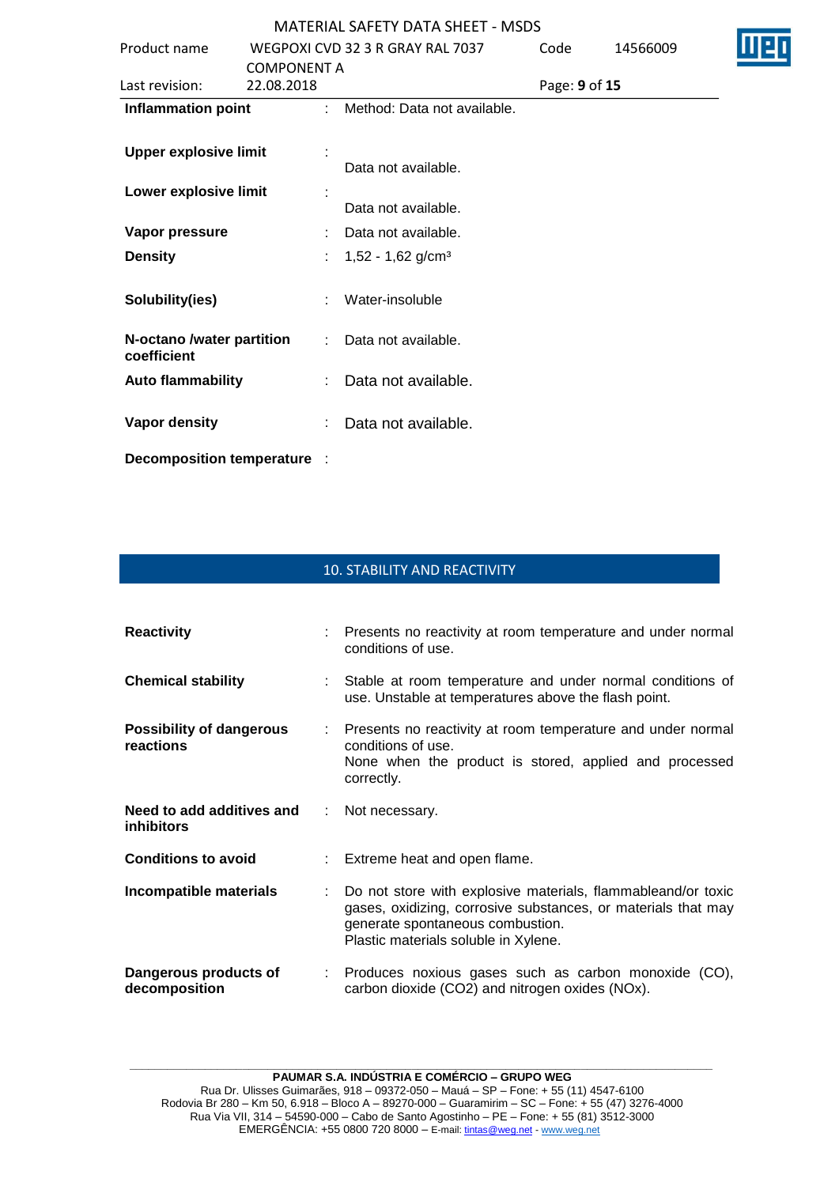| | | |
|---|---|---|
| **Inflammation point** | : | Method: Data not available. |
| **Upper explosive limit** | : | Data not available. |
| **Lower explosive limit** | : | Data not available. |
| **Vapor pressure** | : | Data not available. |
| **Density** | : | 1,52 - 1,62 g/cm³ |
| **Solubility(ies)** | : | Water-insoluble |
| **N-octano /water partition coefficient** | : | Data not available. |
| **Auto flammability** | : | Data not available. |
| **Vapor density** | : | Data not available. |
| **Decomposition temperature** | : | |

## 10. STABILITY AND REACTIVITY

| | | |
|---|---|---|
| **Reactivity** | : | Presents no reactivity at room temperature and under normal conditions of use. |
| **Chemical stability** | : | Stable at room temperature and under normal conditions of use. Unstable at temperatures above the flash point. |
| **Possibility of dangerous reactions** | : | Presents no reactivity at room temperature and under normal conditions of use.<br>None when the product is stored, applied and processed correctly. |
| **Need to add additives and inhibitors** | : | Not necessary. |
| **Conditions to avoid** | : | Extreme heat and open flame. |
| **Incompatible materials** | : | Do not store with explosive materials, flammableand/or toxic gases, oxidizing, corrosive substances, or materials that may generate spontaneous combustion.<br>Plastic materials soluble in Xylene. |
| **Dangerous products of decomposition** | : | Produces noxious gases such as carbon monoxide (CO), carbon dioxide ($CO_2$) and nitrogen oxides ($NO_x$). |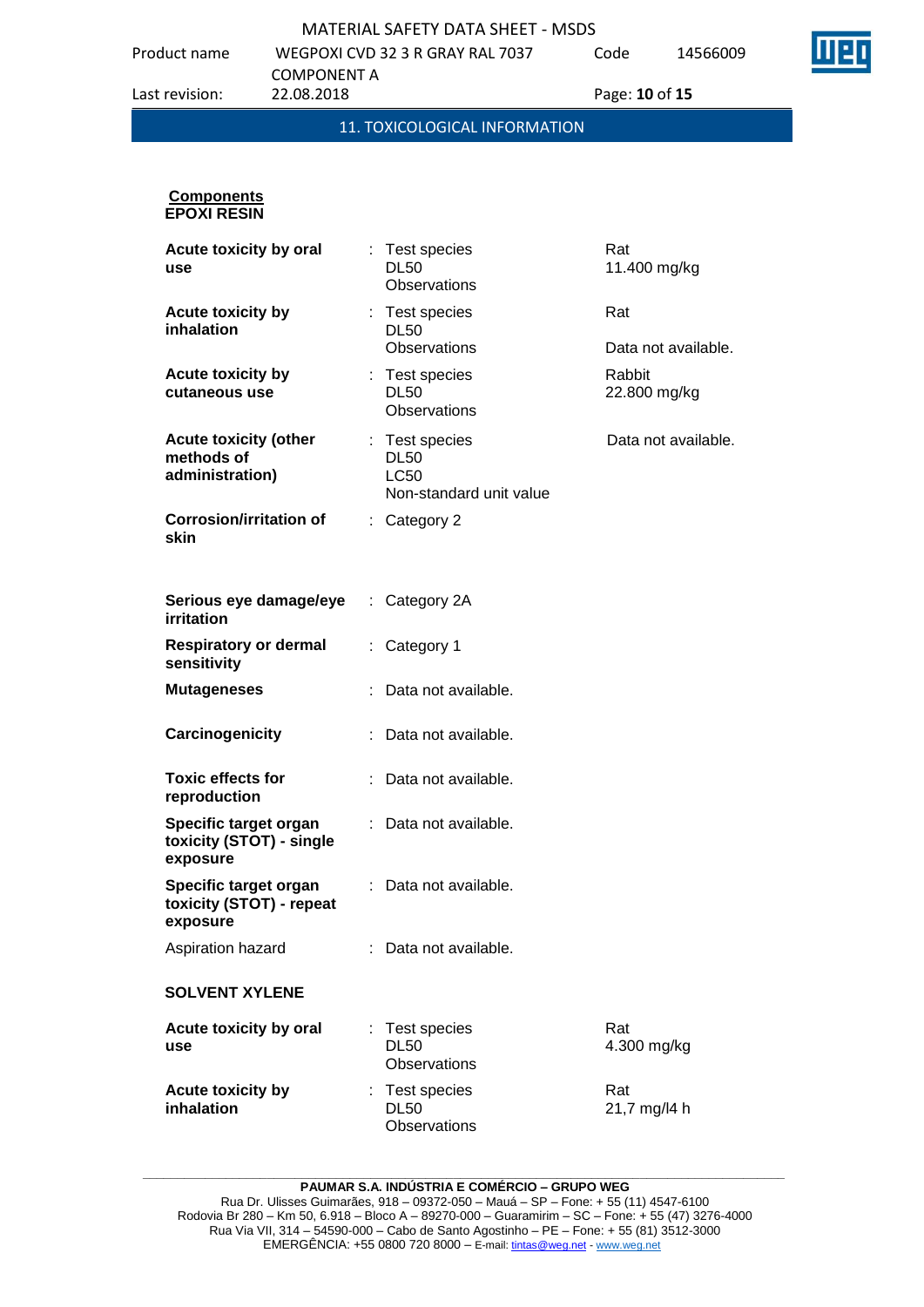## 11. TOXICOLOGICAL INFORMATION

**Components**

**EPOXI RESIN**

| | | |
|---|---|---|
| **Acute toxicity by oral use** | : Test species<br>DL50<br>Observations | Rat<br>11.400 mg/kg |
| **Acute toxicity by inhalation** | : Test species<br>DL50<br>Observations | Rat<br><br>Data not available. |
| **Acute toxicity by cutaneous use** | : Test species<br>DL50<br>Observations | Rabbit<br>22.800 mg/kg |
| **Acute toxicity (other methods of administration)** | : Test species<br>DL50<br>LC50<br>Non-standard unit value | Data not available. |
| **Corrosion/irritation of skin** | : Category 2 | |
| **Serious eye damage/eye irritation** | : Category 2A | |
| **Respiratory or dermal sensitivity** | : Category 1 | |
| **Mutageneses** | : Data not available. | |
| **Carcinogenicity** | : Data not available. | |
| **Toxic effects for reproduction** | : Data not available. | |
| **Specific target organ toxicity (STOT) - single exposure** | : Data not available. | |
| **Specific target organ toxicity (STOT) - repeat exposure** | : Data not available. | |
| Aspiration hazard | : Data not available. | |

**SOLVENT XYLENE**

| | | |
|---|---|---|
| **Acute toxicity by oral use** | : Test species<br>DL50<br>Observations | Rat<br>4.300 mg/kg |
| **Acute toxicity by inhalation** | : Test species<br>DL50<br>Observations | Rat<br>21,7 mg/l4 h |

**PAUMAR S.A. INDÚSTRIA E COMÉRCIO – GRUPO WEG**
Rua Dr. Ulisses Guimarães, 918 – 09372-050 – Mauá – SP – Fone: + 55 (11) 4547-6100
Rodovia Br 280 – Km 50, 6.918 – Bloco A – 89270-000 – Guaramirim – SC – Fone: + 55 (47) 3276-4000
Rua Via VII, 314 – 54590-000 – Cabo de Santo Agostinho – PE – Fone: + 55 (81) 3512-3000
EMERGÊNCIA: +55 0800 720 8000 – E-mail: tintas@weg.net - www.weg.net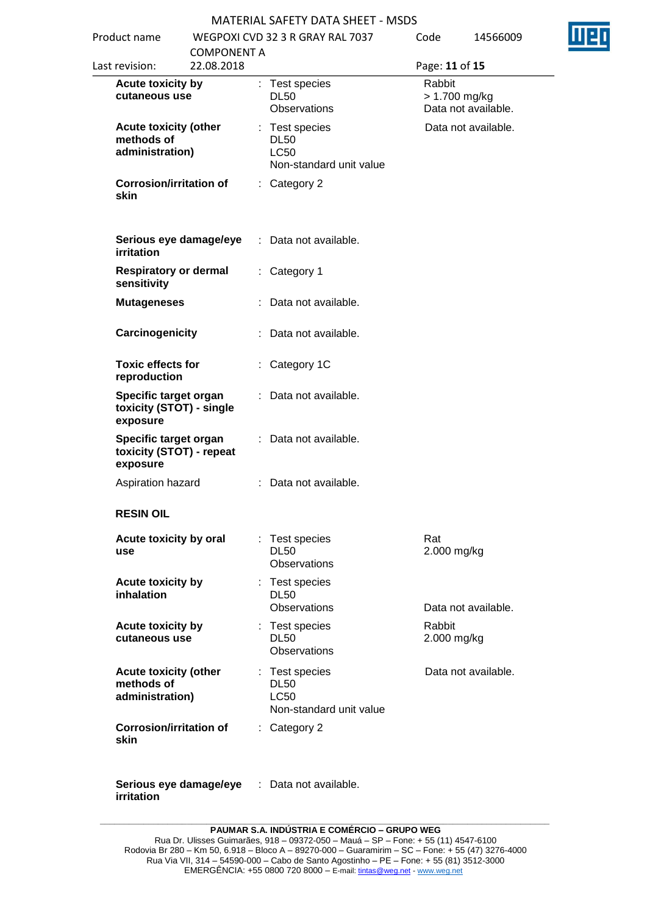| | | | |
|---|---|---|---|
| **Acute toxicity by cutaneous use** | : | Test species<br>DL50<br>Observations | Rabbit<br>> 1.700 mg/kg<br>Data not available. |
| **Acute toxicity (other methods of administration)** | : | Test species<br>DL50<br>LC50<br>Non-standard unit value | Data not available. |
| **Corrosion/irritation of skin** | : | Category 2 | |
| **Serious eye damage/eye irritation** | : | Data not available. | |
| **Respiratory or dermal sensitivity** | : | Category 1 | |
| **Mutageneses** | : | Data not available. | |
| **Carcinogenicity** | : | Data not available. | |
| **Toxic effects for reproduction** | : | Category 1C | |
| **Specific target organ toxicity (STOT) - single exposure** | : | Data not available. | |
| **Specific target organ toxicity (STOT) - repeat exposure** | : | Data not available. | |
| Aspiration hazard | : | Data not available. | |

**RESIN OIL**

| | | | |
|---|---|---|---|
| **Acute toxicity by oral use** | : | Test species<br>DL50<br>Observations | Rat<br>2.000 mg/kg |
| **Acute toxicity by inhalation** | : | Test species<br>DL50<br>Observations | <br><br>Data not available. |
| **Acute toxicity by cutaneous use** | : | Test species<br>DL50<br>Observations | Rabbit<br>2.000 mg/kg |
| **Acute toxicity (other methods of administration)** | : | Test species<br>DL50<br>LC50<br>Non-standard unit value | Data not available. |
| **Corrosion/irritation of skin** | : | Category 2 | |
| **Serious eye damage/eye irritation** | : | Data not available. | |

**PAUMAR S.A. INDÚSTRIA E COMÉRCIO – GRUPO WEG**
Rua Dr. Ulisses Guimarães, 918 – 09372-050 – Mauá – SP – Fone: + 55 (11) 4547-6100
Rodovia Br 280 – Km 50, 6.918 – Bloco A – 89270-000 – Guaramirim – SC – Fone: + 55 (47) 3276-4000
Rua Via VII, 314 – 54590-000 – Cabo de Santo Agostinho – PE – Fone: + 55 (81) 3512-3000
EMERGÊNCIA: +55 0800 720 8000 – E-mail: tintas@weg.net - www.weg.net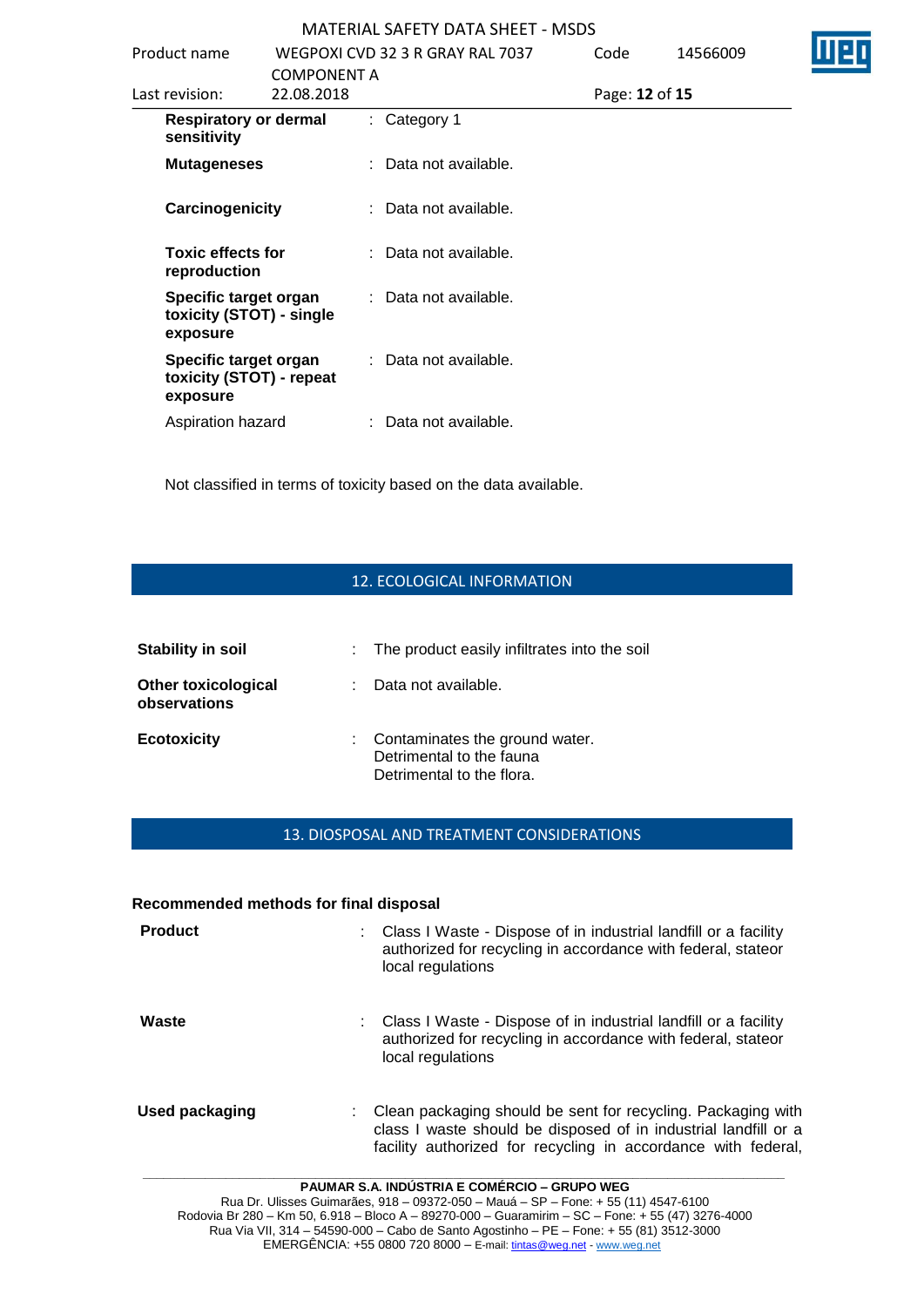| | | |
|---|---|---|
| **Respiratory or dermal sensitivity** | : | Category 1 |
| **Mutageneses** | : | Data not available. |
| **Carcinogenicity** | : | Data not available. |
| **Toxic effects for reproduction** | : | Data not available. |
| **Specific target organ toxicity (STOT) - single exposure** | : | Data not available. |
| **Specific target organ toxicity (STOT) - repeat exposure** | : | Data not available. |
| Aspiration hazard | : | Data not available. |

Not classified in terms of toxicity based on the data available.

## 12. ECOLOGICAL INFORMATION

| | | |
|---|---|---|
| **Stability in soil** | : | The product easily infiltrates into the soil |
| **Other toxicological observations** | : | Data not available. |
| **Ecotoxicity** | : | Contaminates the ground water.<br>Detrimental to the fauna<br>Detrimental to the flora. |

## 13. DIOSPOSAL AND TREATMENT CONSIDERATIONS

**Recommended methods for final disposal**

| | | |
|---|---|---|
| **Product** | : | Class I Waste - Dispose of in industrial landfill or a facility authorized for recycling in accordance with federal, stateor local regulations |
| **Waste** | : | Class I Waste - Dispose of in industrial landfill or a facility authorized for recycling in accordance with federal, stateor local regulations |
| **Used packaging** | : | Clean packaging should be sent for recycling. Packaging with class I waste should be disposed of in industrial landfill or a facility authorized for recycling in accordance with federal, |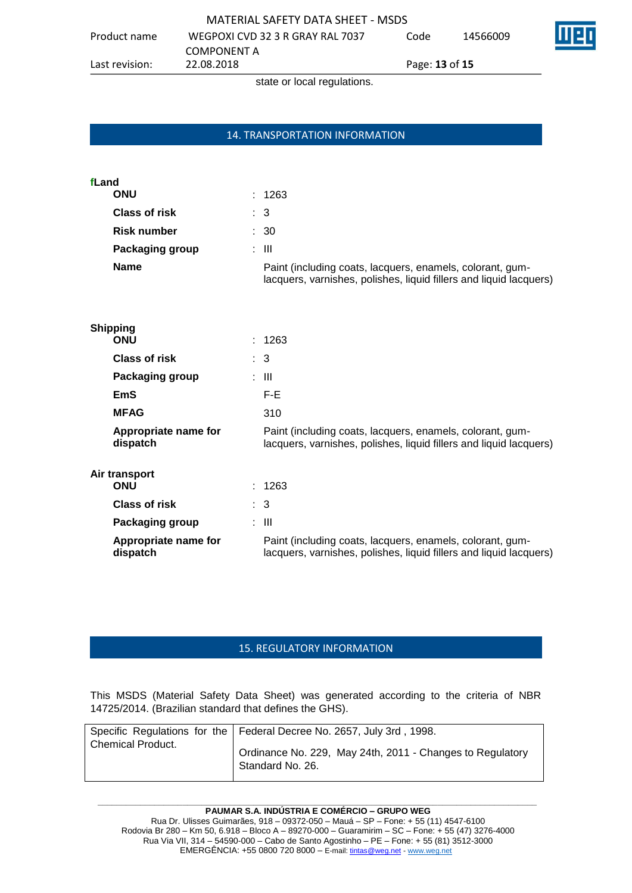state or local regulations.

## 14. TRANSPORTATION INFORMATION

**fLand**

| | | |
|---|---|---|
| **ONU** | : | 1263 |
| **Class of risk** | : | 3 |
| **Risk number** | : | 30 |
| **Packaging group** | : | III |
| **Name** | | Paint (including coats, lacquers, enamels, colorant, gum-lacquers, varnishes, polishes, liquid fillers and liquid lacquers) |

**Shipping**

| | | |
|---|---|---|
| **ONU** | : | 1263 |
| **Class of risk** | : | 3 |
| **Packaging group** | : | III |
| **EmS** | | F-E |
| **MFAG** | | 310 |
| **Appropriate name for dispatch** | | Paint (including coats, lacquers, enamels, colorant, gum-lacquers, varnishes, polishes, liquid fillers and liquid lacquers) |

**Air transport**

| | | |
|---|---|---|
| **ONU** | : | 1263 |
| **Class of risk** | : | 3 |
| **Packaging group** | : | III |
| **Appropriate name for dispatch** | | Paint (including coats, lacquers, enamels, colorant, gum-lacquers, varnishes, polishes, liquid fillers and liquid lacquers) |

## 15. REGULATORY INFORMATION

This MSDS (Material Safety Data Sheet) was generated according to the criteria of NBR 14725/2014. (Brazilian standard that defines the GHS).

| Specific Regulations for the Chemical Product. | Federal Decree No. 2657, July 3rd , 1998.<br><br>Ordinance No. 229, May 24th, 2011 - Changes to Regulatory Standard No. 26. |
|---|---|

**PAUMAR S.A. INDÚSTRIA E COMÉRCIO – GRUPO WEG**
Rua Dr. Ulisses Guimarães, 918 – 09372-050 – Mauá – SP – Fone: + 55 (11) 4547-6100
Rodovia Br 280 – Km 50, 6.918 – Bloco A – 89270-000 – Guaramirim – SC – Fone: + 55 (47) 3276-4000
Rua Via VII, 314 – 54590-000 – Cabo de Santo Agostinho – PE – Fone: + 55 (81) 3512-3000
EMERGÊNCIA: +55 0800 720 8000 – E-mail: tintas@weg.net - www.weg.net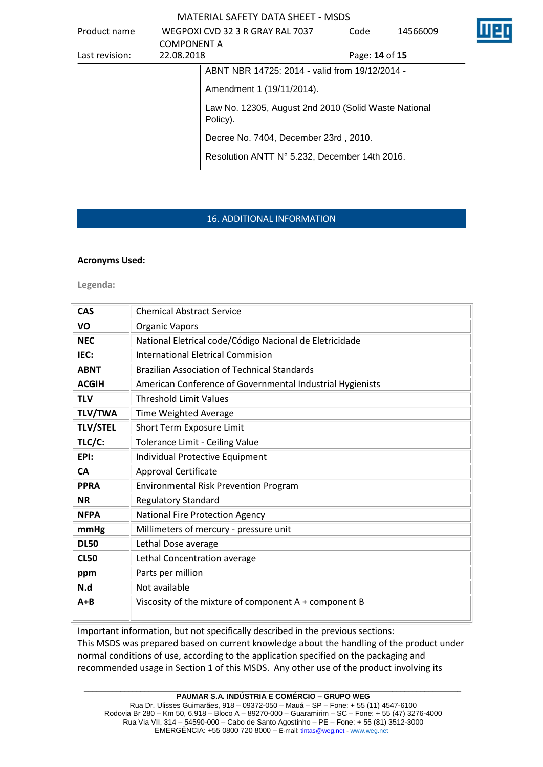| | ABNT NBR 14725: 2014 - valid from 19/12/2014 - Amendment 1 (19/11/2014). Law No. 12305, August 2nd 2010 (Solid Waste National Policy). Decree No. 7404, December 23rd , 2010. Resolution ANTT N° 5.232, December 14th 2016. |
|---|---|

## 16. ADDITIONAL INFORMATION

**Acronyms Used:**

Legenda:

| | |
|---|---|
| **CAS** | Chemical Abstract Service |
| **VO** | Organic Vapors |
| **NEC** | National Eletrical code/Código Nacional de Eletricidade |
| **IEC:** | International Eletrical Commision |
| **ABNT** | Brazilian Association of Technical Standards |
| **ACGIH** | American Conference of Governmental Industrial Hygienists |
| **TLV** | Threshold Limit Values |
| **TLV/TWA** | Time Weighted Average |
| **TLV/STEL** | Short Term Exposure Limit |
| **TLC/C:** | Tolerance Limit - Ceiling Value |
| **EPI:** | Individual Protective Equipment |
| **CA** | Approval Certificate |
| **PPRA** | Environmental Risk Prevention Program |
| **NR** | Regulatory Standard |
| **NFPA** | National Fire Protection Agency |
| **mmHg** | Millimeters of mercury - pressure unit |
| **DL50** | Lethal Dose average |
| **CL50** | Lethal Concentration average |
| **ppm** | Parts per million |
| **N.d** | Not available |
| **A+B** | Viscosity of the mixture of component A + component B |

Important information, but not specifically described in the previous sections:
This MSDS was prepared based on current knowledge about the handling of the product under normal conditions of use, according to the application specified on the packaging and recommended usage in Section 1 of this MSDS. Any other use of the product involving its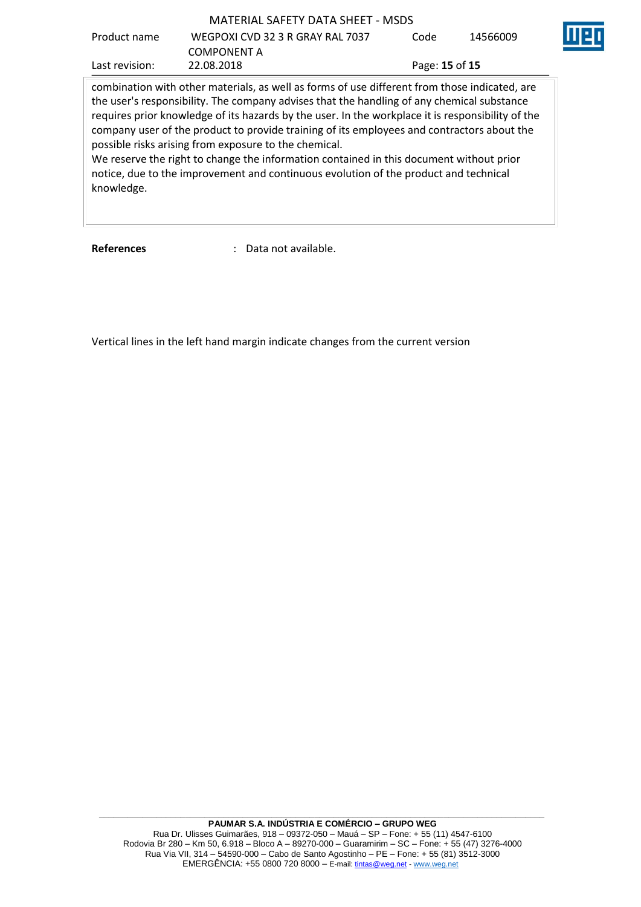combination with other materials, as well as forms of use different from those indicated, are the user's responsibility. The company advises that the handling of any chemical substance requires prior knowledge of its hazards by the user. In the workplace it is responsibility of the company user of the product to provide training of its employees and contractors about the possible risks arising from exposure to the chemical.
We reserve the right to change the information contained in this document without prior notice, due to the improvement and continuous evolution of the product and technical knowledge.

**References** : Data not available.

Vertical lines in the left hand margin indicate changes from the current version